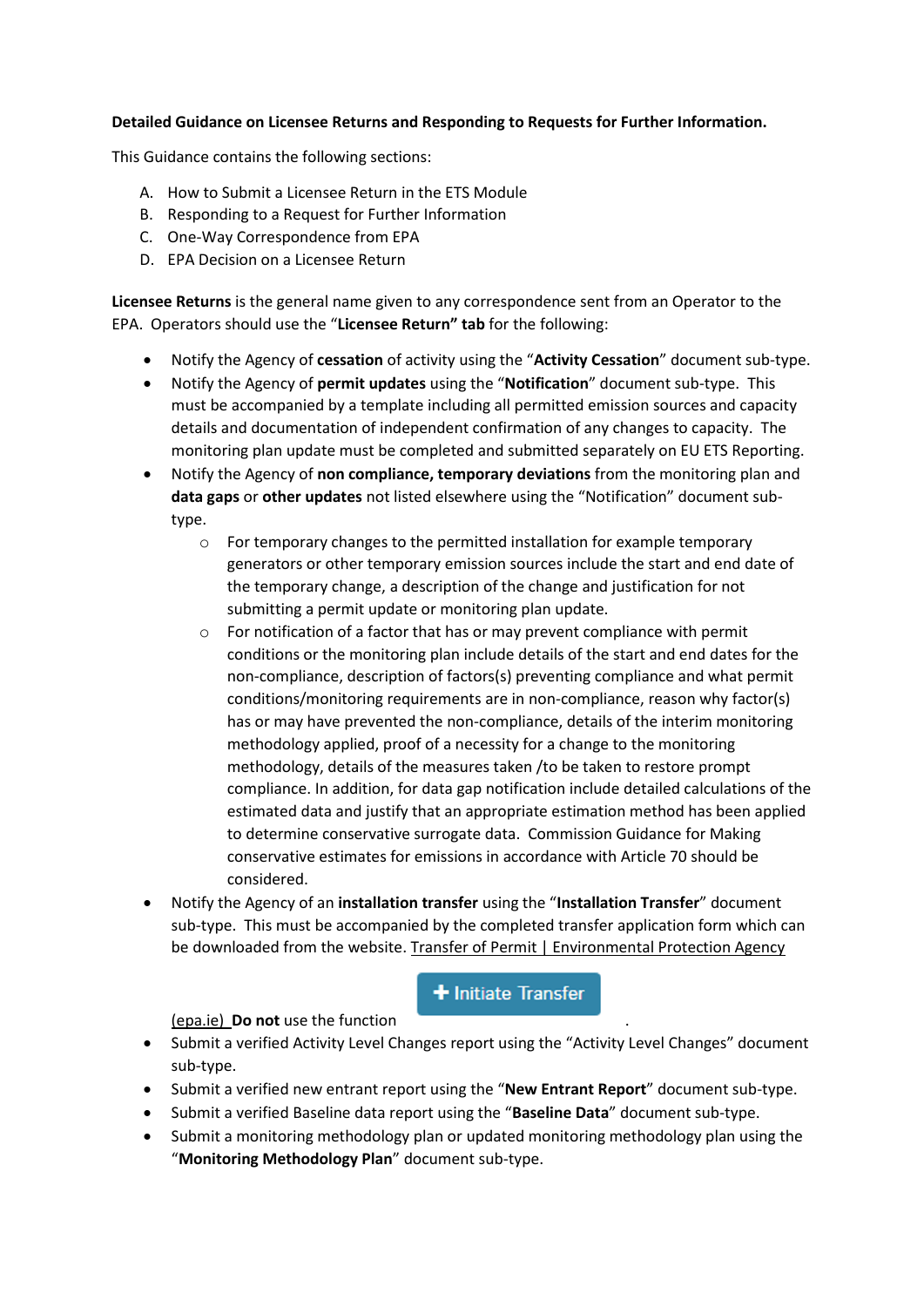**Detailed Guidance on Licensee Returns and Responding to Requests for Further Information.**

This Guidance contains the following sections:

A. How to Submit a Licensee Return in the ETS Module
B. Responding to a Request for Further Information
C. One-Way Correspondence from EPA
D. EPA Decision on a Licensee Return

**Licensee Returns** is the general name given to any correspondence sent from an Operator to the EPA. Operators should use the "**Licensee Return" tab** for the following:

- Notify the Agency of **cessation** of activity using the "**Activity Cessation**" document sub-type.
- Notify the Agency of **permit updates** using the "**Notification**" document sub-type. This must be accompanied by a template including all permitted emission sources and capacity details and documentation of independent confirmation of any changes to capacity. The monitoring plan update must be completed and submitted separately on EU ETS Reporting.
- Notify the Agency of **non compliance, temporary deviations** from the monitoring plan and **data gaps** or **other updates** not listed elsewhere using the "Notification" document sub-type.
    - For temporary changes to the permitted installation for example temporary generators or other temporary emission sources include the start and end date of the temporary change, a description of the change and justification for not submitting a permit update or monitoring plan update.
    - For notification of a factor that has or may prevent compliance with permit conditions or the monitoring plan include details of the start and end dates for the non-compliance, description of factors(s) preventing compliance and what permit conditions/monitoring requirements are in non-compliance, reason why factor(s) has or may have prevented the non-compliance, details of the interim monitoring methodology applied, proof of a necessity for a change to the monitoring methodology, details of the measures taken /to be taken to restore prompt compliance. In addition, for data gap notification include detailed calculations of the estimated data and justify that an appropriate estimation method has been applied to determine conservative surrogate data. Commission Guidance for Making conservative estimates for emissions in accordance with Article 70 should be considered.
- Notify the Agency of an **installation transfer** using the "**Installation Transfer**" document sub-type. This must be accompanied by the completed transfer application form which can be downloaded from the website. Transfer of Permit | Environmental Protection Agency (epa.ie) **Do not** use the function **+ Initiate Transfer**.
- Submit a verified Activity Level Changes report using the "Activity Level Changes" document sub-type.
- Submit a verified new entrant report using the "**New Entrant Report**" document sub-type.
- Submit a verified Baseline data report using the "**Baseline Data**" document sub-type.
- Submit a monitoring methodology plan or updated monitoring methodology plan using the "**Monitoring Methodology Plan**" document sub-type.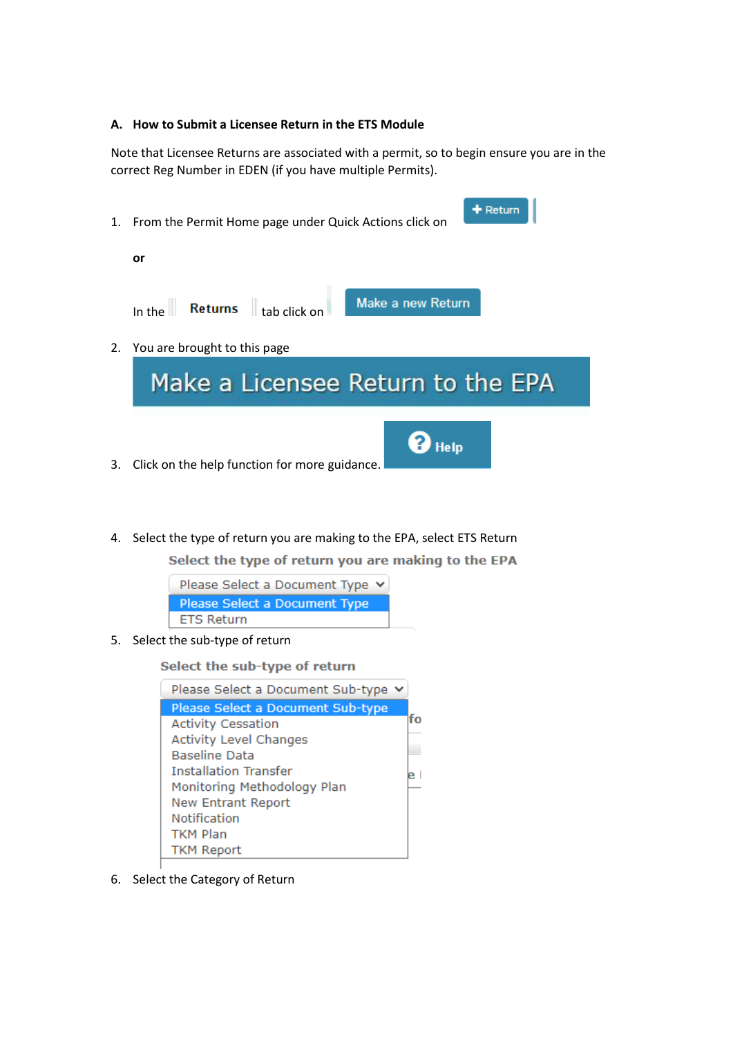### A. How to Submit a Licensee Return in the ETS Module

Note that Licensee Returns are associated with a permit, so to begin ensure you are in the correct Reg Number in EDEN (if you have multiple Permits).

1. From the Permit Home page under Quick Actions click on **+ Return**

   **or**

   In the **Returns** tab click on **Make a new Return**

2. You are brought to this page

   **Make a Licensee Return to the EPA**

3. Click on the help function for more guidance. **Help**

4. Select the type of return you are making to the EPA, select ETS Return

   **Select the type of return you are making to the EPA**

   - Please Select a Document Type
   - ETS Return

5. Select the sub-type of return

   **Select the sub-type of return**

   - Please Select a Document Sub-type
   - Activity Cessation
   - Activity Level Changes
   - Baseline Data
   - Installation Transfer
   - Monitoring Methodology Plan
   - New Entrant Report
   - Notification
   - TKM Plan
   - TKM Report

6. Select the Category of Return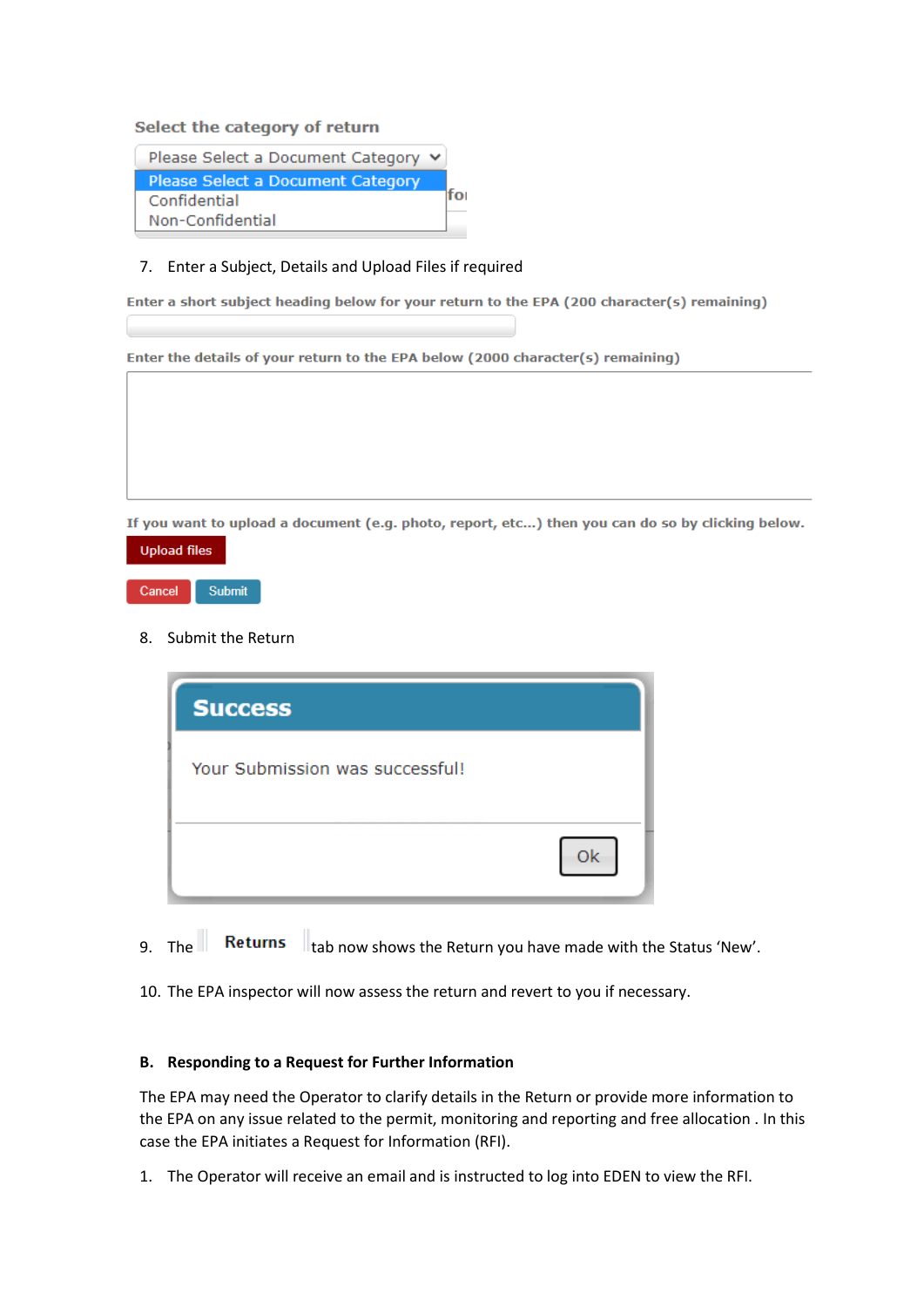Select the category of return

Please Select a Document Category
Please Select a Document Category
Confidential
Non-Confidential

7. Enter a Subject, Details and Upload Files if required

Enter a short subject heading below for your return to the EPA (200 character(s) remaining)

Enter the details of your return to the EPA below (2000 character(s) remaining)

If you want to upload a document (e.g. photo, report, etc...) then you can do so by clicking below.

Upload files

Cancel Submit

8. Submit the Return

Success

Your Submission was successful!

Ok

9. The **Returns** tab now shows the Return you have made with the Status 'New'.

10. The EPA inspector will now assess the return and revert to you if necessary.

**B. Responding to a Request for Further Information**

The EPA may need the Operator to clarify details in the Return or provide more information to the EPA on any issue related to the permit, monitoring and reporting and free allocation . In this case the EPA initiates a Request for Information (RFI).

1. The Operator will receive an email and is instructed to log into EDEN to view the RFI.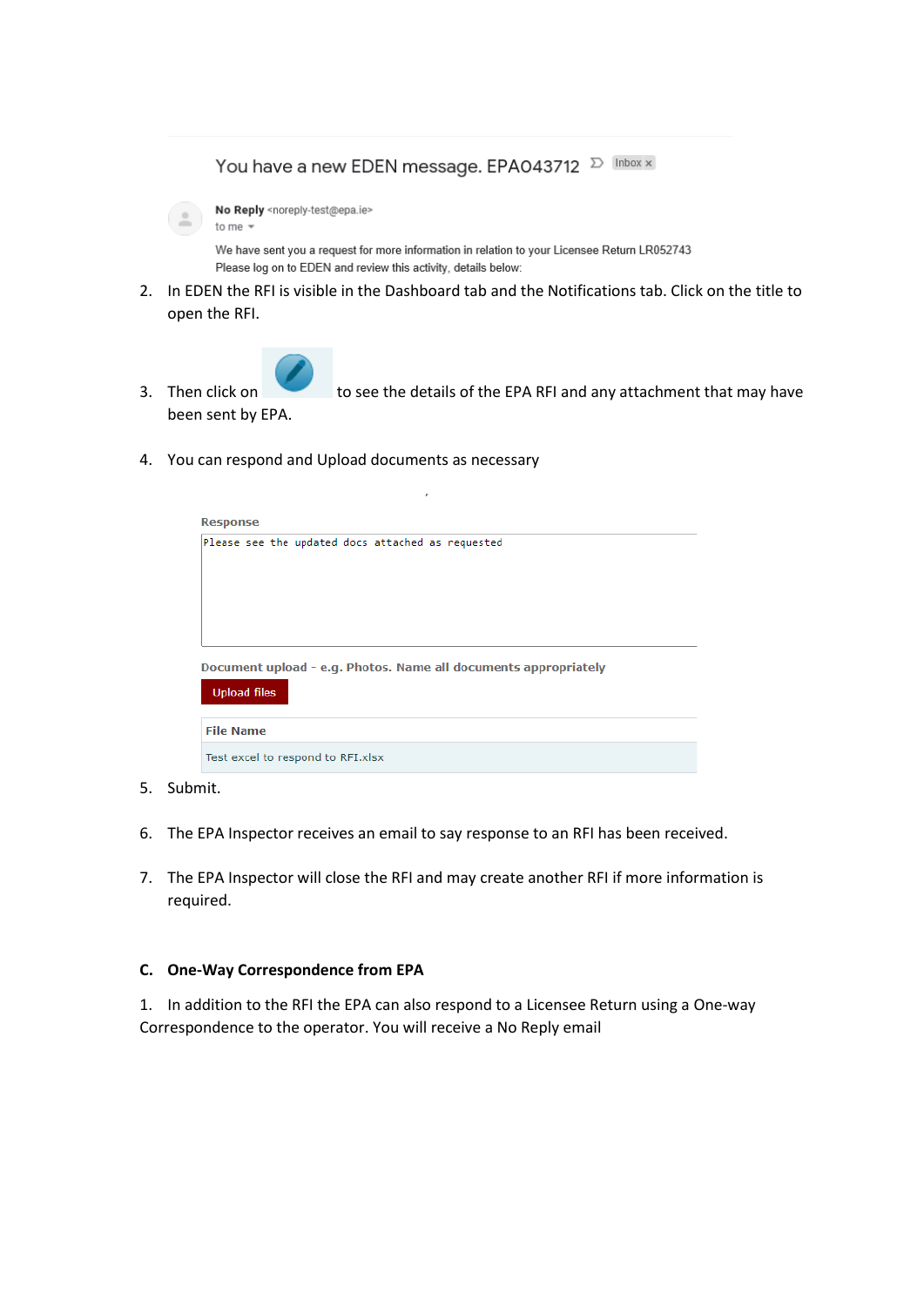You have a new EDEN message. EPA043712 Inbox

**No Reply** <noreply-test@epa.ie>
to me

We have sent you a request for more information in relation to your Licensee Return LR052743
Please log on to EDEN and review this activity, details below:

2. In EDEN the RFI is visible in the Dashboard tab and the Notifications tab. Click on the title to open the RFI.

3. Then click on [edit icon] to see the details of the EPA RFI and any attachment that may have been sent by EPA.

4. You can respond and Upload documents as necessary

**Response**

```
Please see the updated docs attached as requested
```

**Document upload - e.g. Photos. Name all documents appropriately**

Upload files

| File Name |
| --- |
| Test excel to respond to RFI.xlsx |

5. Submit.

6. The EPA Inspector receives an email to say response to an RFI has been received.

7. The EPA Inspector will close the RFI and may create another RFI if more information is required.

### C. One-Way Correspondence from EPA

1. In addition to the RFI the EPA can also respond to a Licensee Return using a One-way Correspondence to the operator. You will receive a No Reply email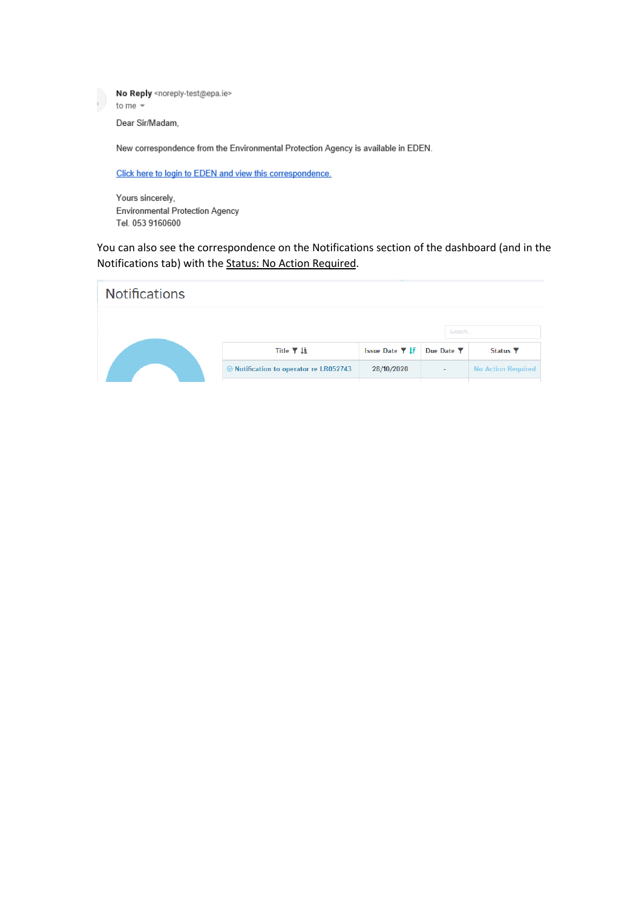**No Reply** <noreply-test@epa.ie>
to me

Dear Sir/Madam,

New correspondence from the Environmental Protection Agency is available in EDEN.

Click here to login to EDEN and view this correspondence.

Yours sincerely,
Environmental Protection Agency
Tel. 053 9160600

You can also see the correspondence on the Notifications section of the dashboard (and in the Notifications tab) with the Status: No Action Required.

## Notifications

| Title | Issue Date | Due Date | Status |
|---|---|---|---|
| Notification to operator re LR052743 | 28/10/2020 | - | No Action Required |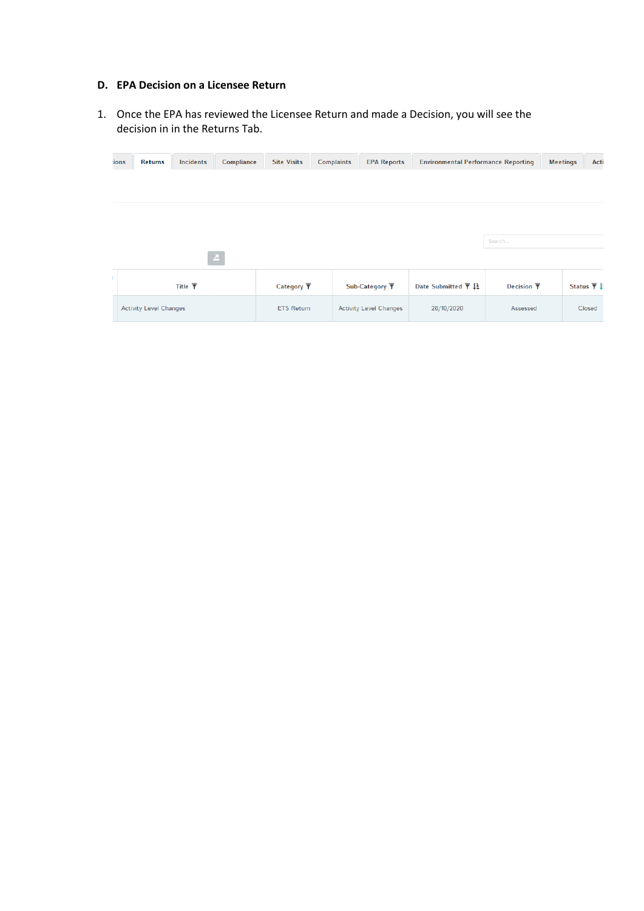### D. EPA Decision on a Licensee Return

1. Once the EPA has reviewed the Licensee Return and made a Decision, you will see the decision in in the Returns Tab.

ions | Returns | Incidents | Compliance | Site Visits | Complaints | EPA Reports | Environmental Performance Reporting | Meetings | Acti

Search...

| Title | Category | Sub-Category | Date Submitted | Decision | Status |
|---|---|---|---|---|---|
| Activity Level Changes | ETS Return | Activity Level Changes | 28/10/2020 | Assessed | Closed |